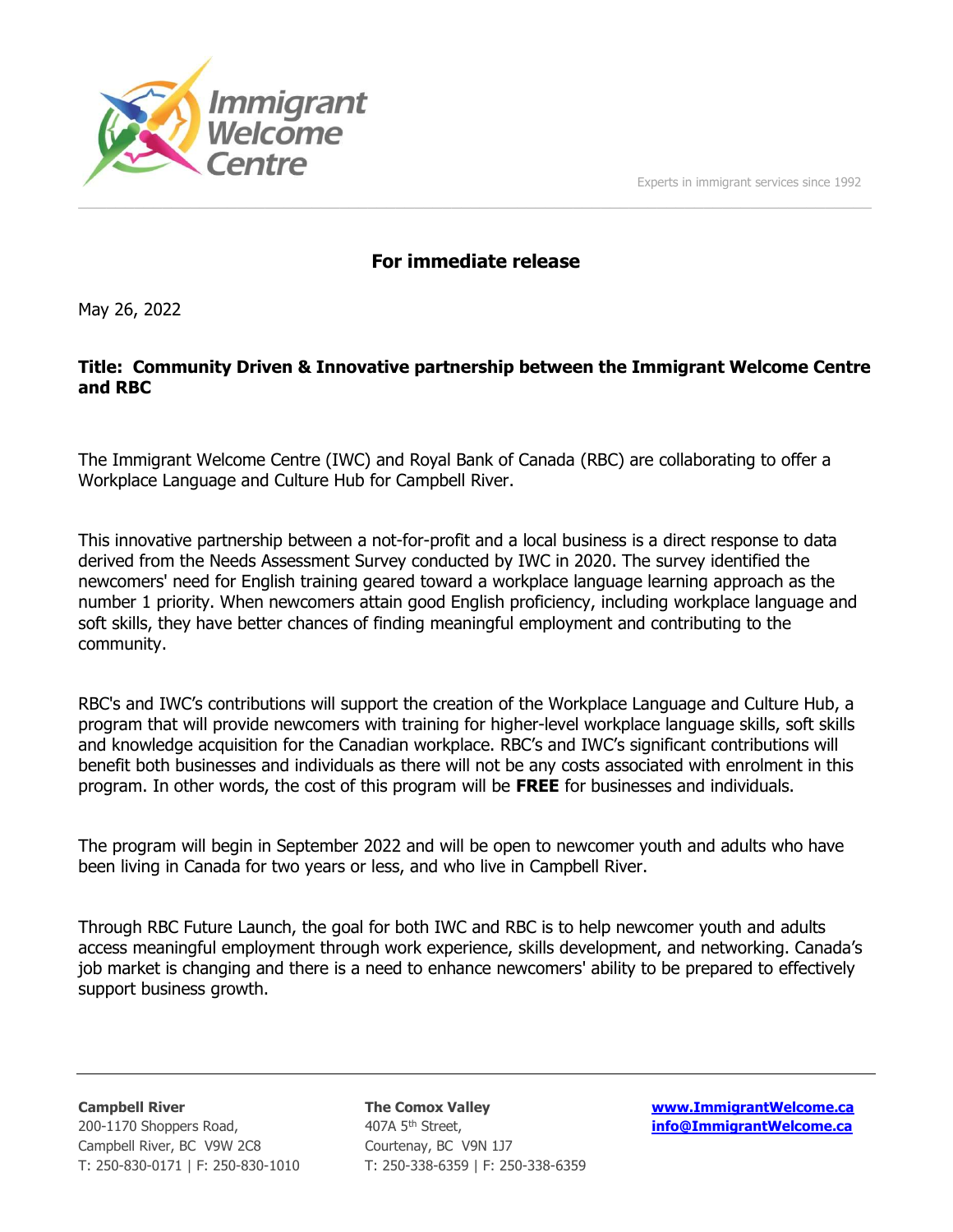Immigrant Welcome Centre

Experts in immigrant services since 1992

## For immediate release

May 26, 2022

**Title: Community Driven & Innovative partnership between the Immigrant Welcome Centre and RBC**

The Immigrant Welcome Centre (IWC) and Royal Bank of Canada (RBC) are collaborating to offer a Workplace Language and Culture Hub for Campbell River.

This innovative partnership between a not-for-profit and a local business is a direct response to data derived from the Needs Assessment Survey conducted by IWC in 2020. The survey identified the newcomers' need for English training geared toward a workplace language learning approach as the number 1 priority. When newcomers attain good English proficiency, including workplace language and soft skills, they have better chances of finding meaningful employment and contributing to the community.

RBC's and IWC's contributions will support the creation of the Workplace Language and Culture Hub, a program that will provide newcomers with training for higher-level workplace language skills, soft skills and knowledge acquisition for the Canadian workplace. RBC's and IWC's significant contributions will benefit both businesses and individuals as there will not be any costs associated with enrolment in this program. In other words, the cost of this program will be **FREE** for businesses and individuals.

The program will begin in September 2022 and will be open to newcomer youth and adults who have been living in Canada for two years or less, and who live in Campbell River.

Through RBC Future Launch, the goal for both IWC and RBC is to help newcomer youth and adults access meaningful employment through work experience, skills development, and networking. Canada's job market is changing and there is a need to enhance newcomers' ability to be prepared to effectively support business growth.

---

**Campbell River**
200-1170 Shoppers Road,
Campbell River, BC V9W 2C8
T: 250-830-0171 | F: 250-830-1010

**The Comox Valley**
407A 5th Street,
Courtenay, BC V9N 1J7
T: 250-338-6359 | F: 250-338-6359

**www.ImmigrantWelcome.ca**
**info@ImmigrantWelcome.ca**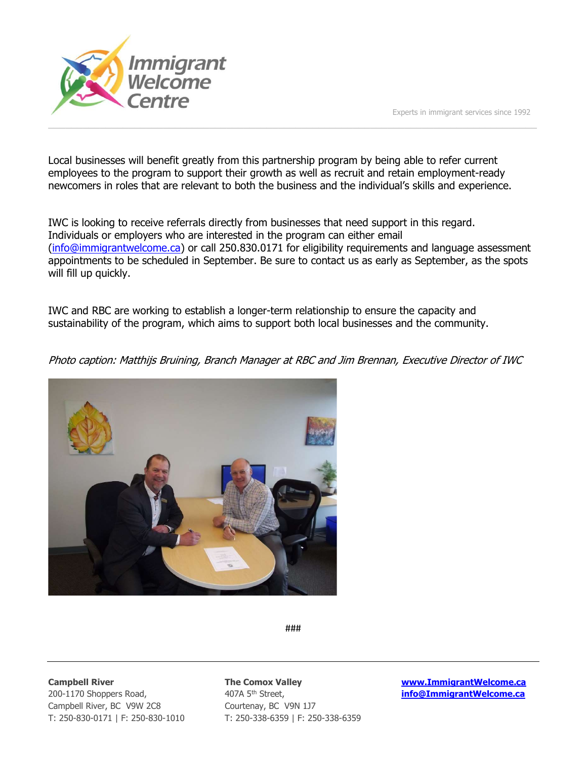Local businesses will benefit greatly from this partnership program by being able to refer current employees to the program to support their growth as well as recruit and retain employment-ready newcomers in roles that are relevant to both the business and the individual's skills and experience.

IWC is looking to receive referrals directly from businesses that need support in this regard. Individuals or employers who are interested in the program can either email (info@immigrantwelcome.ca) or call 250.830.0171 for eligibility requirements and language assessment appointments to be scheduled in September. Be sure to contact us as early as September, as the spots will fill up quickly.

IWC and RBC are working to establish a longer-term relationship to ensure the capacity and sustainability of the program, which aims to support both local businesses and the community.

*Photo caption: Matthijs Bruining, Branch Manager at RBC and Jim Brennan, Executive Director of IWC*

###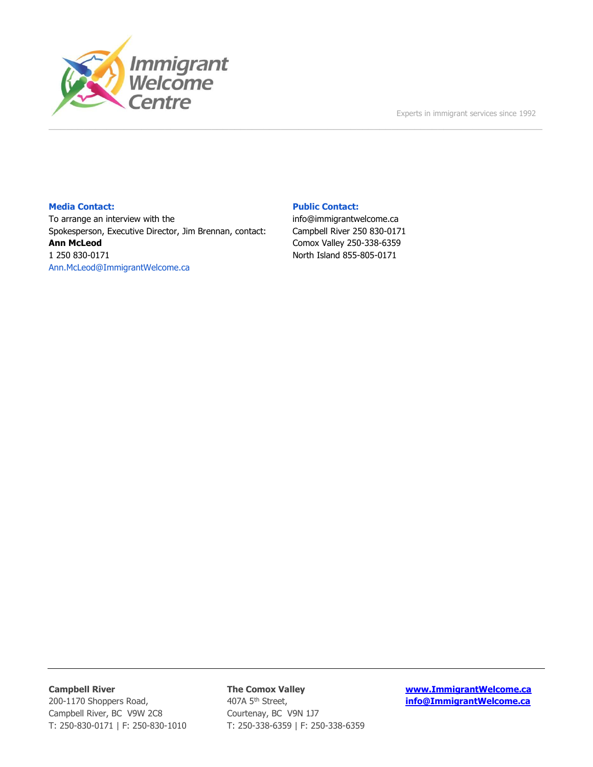Experts in immigrant services since 1992

**Media Contact:**
To arrange an interview with the Spokesperson, Executive Director, Jim Brennan, contact:
**Ann McLeod**
1 250 830-0171
Ann.McLeod@ImmigrantWelcome.ca

**Public Contact:**
info@immigrantwelcome.ca
Campbell River 250 830-0171
Comox Valley 250-338-6359
North Island 855-805-0171

**Campbell River**
200-1170 Shoppers Road,
Campbell River, BC V9W 2C8
T: 250-830-0171 | F: 250-830-1010

**The Comox Valley**
407A 5th Street,
Courtenay, BC V9N 1J7
T: 250-338-6359 | F: 250-338-6359

**www.ImmigrantWelcome.ca**
**info@ImmigrantWelcome.ca**